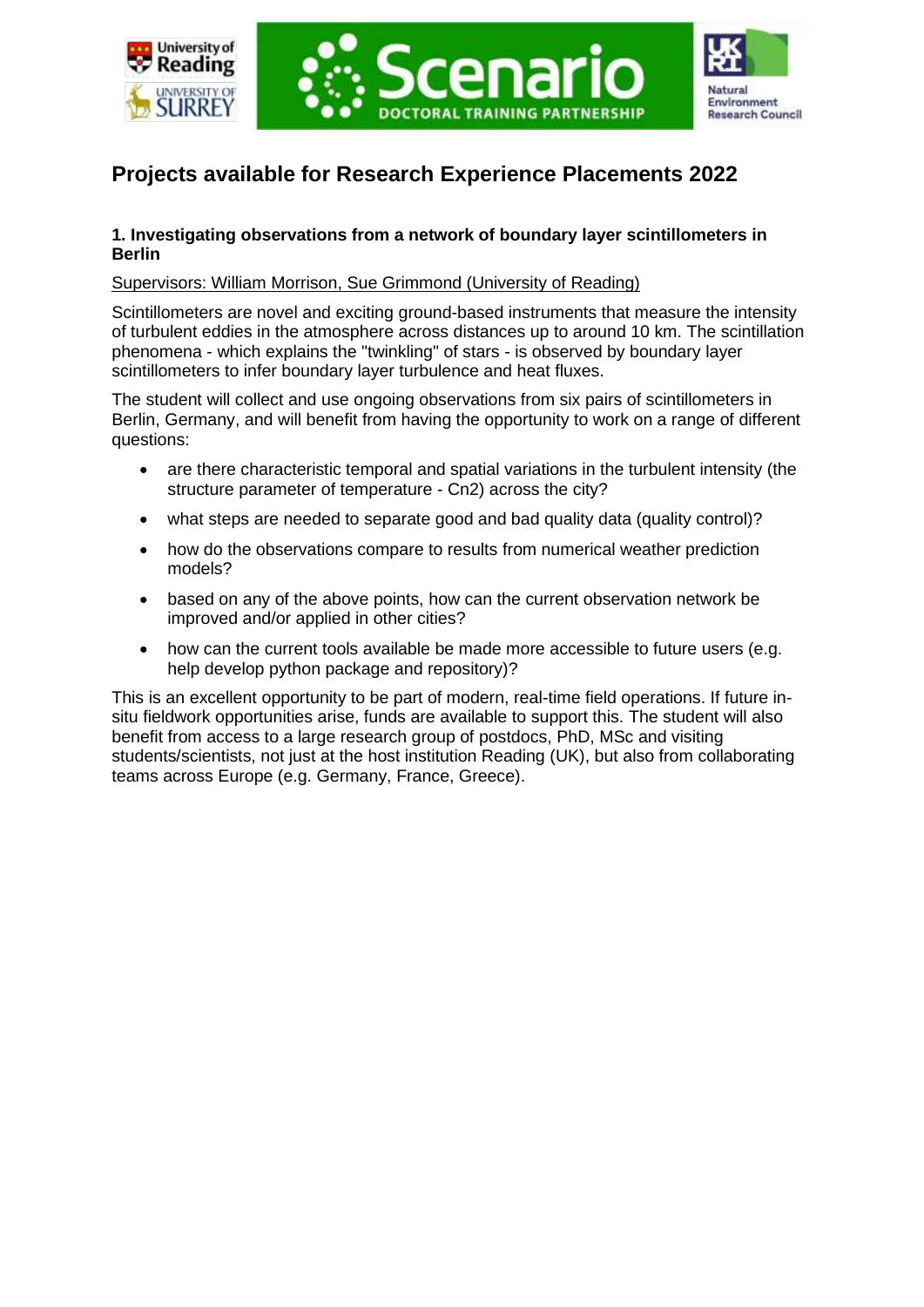# Projects available for Research Experience Placements 2022

### 1. Investigating observations from a network of boundary layer scintillometers in Berlin

Supervisors: William Morrison, Sue Grimmond (University of Reading)

Scintillometers are novel and exciting ground-based instruments that measure the intensity of turbulent eddies in the atmosphere across distances up to around 10 km. The scintillation phenomena - which explains the "twinkling" of stars - is observed by boundary layer scintillometers to infer boundary layer turbulence and heat fluxes.

The student will collect and use ongoing observations from six pairs of scintillometers in Berlin, Germany, and will benefit from having the opportunity to work on a range of different questions:

- are there characteristic temporal and spatial variations in the turbulent intensity (the structure parameter of temperature - Cn2) across the city?
- what steps are needed to separate good and bad quality data (quality control)?
- how do the observations compare to results from numerical weather prediction models?
- based on any of the above points, how can the current observation network be improved and/or applied in other cities?
- how can the current tools available be made more accessible to future users (e.g. help develop python package and repository)?

This is an excellent opportunity to be part of modern, real-time field operations. If future in-situ fieldwork opportunities arise, funds are available to support this. The student will also benefit from access to a large research group of postdocs, PhD, MSc and visiting students/scientists, not just at the host institution Reading (UK), but also from collaborating teams across Europe (e.g. Germany, France, Greece).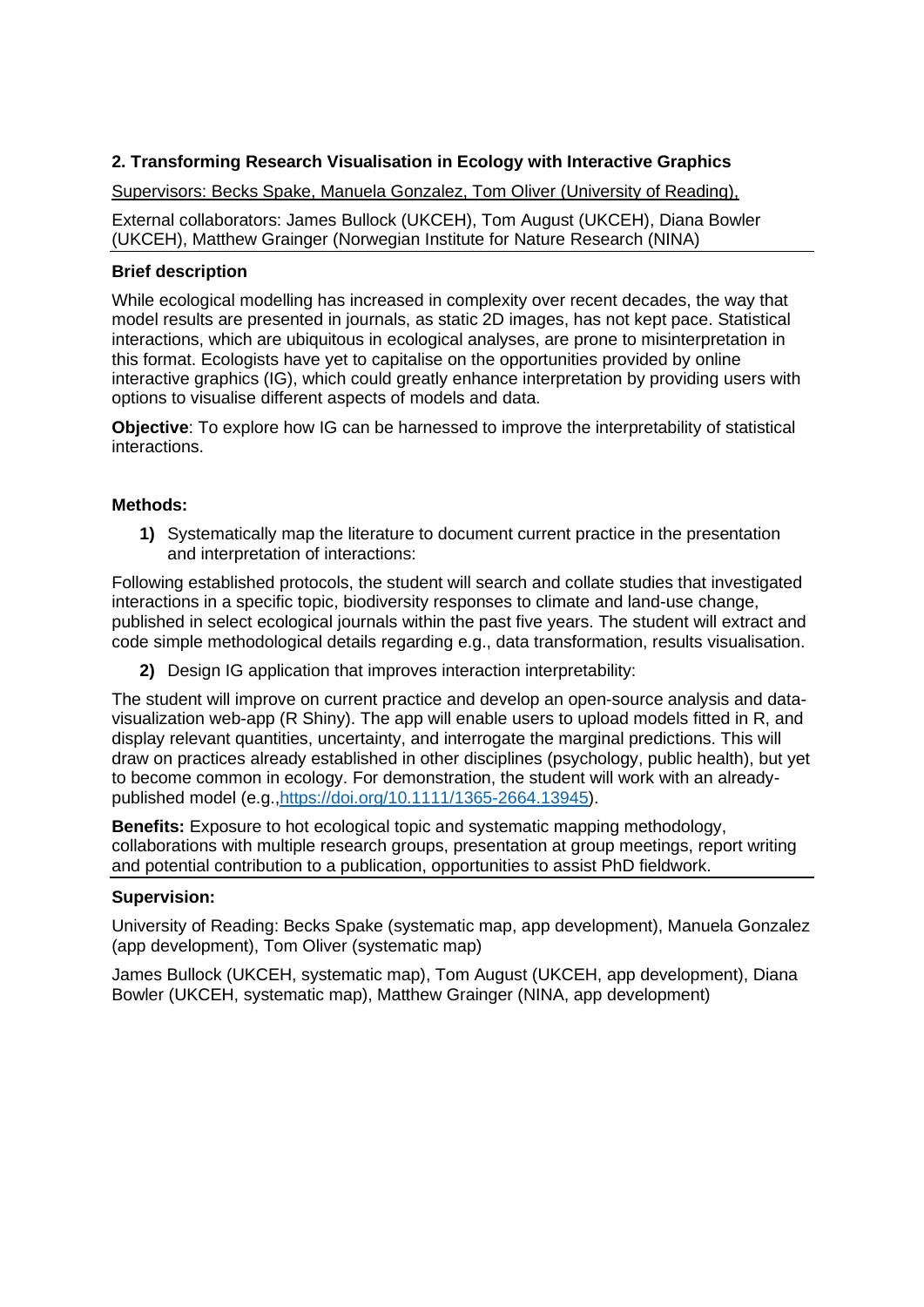### 2. Transforming Research Visualisation in Ecology with Interactive Graphics

Supervisors: Becks Spake, Manuela Gonzalez, Tom Oliver (University of Reading),

External collaborators: James Bullock (UKCEH), Tom August (UKCEH), Diana Bowler (UKCEH), Matthew Grainger (Norwegian Institute for Nature Research (NINA)

**Brief description**

While ecological modelling has increased in complexity over recent decades, the way that model results are presented in journals, as static 2D images, has not kept pace. Statistical interactions, which are ubiquitous in ecological analyses, are prone to misinterpretation in this format. Ecologists have yet to capitalise on the opportunities provided by online interactive graphics (IG), which could greatly enhance interpretation by providing users with options to visualise different aspects of models and data.

**Objective**: To explore how IG can be harnessed to improve the interpretability of statistical interactions.

**Methods:**

**1)** Systematically map the literature to document current practice in the presentation and interpretation of interactions:

Following established protocols, the student will search and collate studies that investigated interactions in a specific topic, biodiversity responses to climate and land-use change, published in select ecological journals within the past five years. The student will extract and code simple methodological details regarding e.g., data transformation, results visualisation.

**2)** Design IG application that improves interaction interpretability:

The student will improve on current practice and develop an open-source analysis and data-visualization web-app (R Shiny). The app will enable users to upload models fitted in R, and display relevant quantities, uncertainty, and interrogate the marginal predictions. This will draw on practices already established in other disciplines (psychology, public health), but yet to become common in ecology. For demonstration, the student will work with an already-published model (e.g.,https://doi.org/10.1111/1365-2664.13945).

**Benefits:** Exposure to hot ecological topic and systematic mapping methodology, collaborations with multiple research groups, presentation at group meetings, report writing and potential contribution to a publication, opportunities to assist PhD fieldwork.

**Supervision:**

University of Reading: Becks Spake (systematic map, app development), Manuela Gonzalez (app development), Tom Oliver (systematic map)

James Bullock (UKCEH, systematic map), Tom August (UKCEH, app development), Diana Bowler (UKCEH, systematic map), Matthew Grainger (NINA, app development)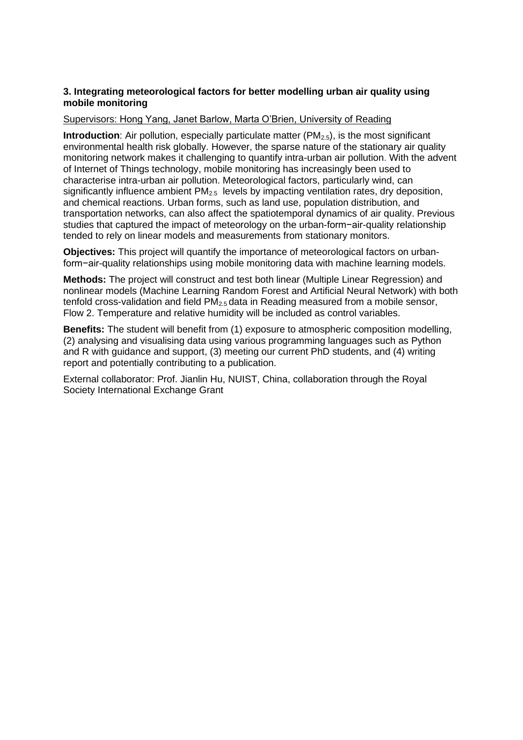### 3. Integrating meteorological factors for better modelling urban air quality using mobile monitoring

Supervisors: Hong Yang, Janet Barlow, Marta O'Brien, University of Reading

**Introduction**: Air pollution, especially particulate matter ($PM_{2.5}$), is the most significant environmental health risk globally. However, the sparse nature of the stationary air quality monitoring network makes it challenging to quantify intra-urban air pollution. With the advent of Internet of Things technology, mobile monitoring has increasingly been used to characterise intra-urban air pollution. Meteorological factors, particularly wind, can significantly influence ambient $PM_{2.5}$ levels by impacting ventilation rates, dry deposition, and chemical reactions. Urban forms, such as land use, population distribution, and transportation networks, can also affect the spatiotemporal dynamics of air quality. Previous studies that captured the impact of meteorology on the urban-form−air-quality relationship tended to rely on linear models and measurements from stationary monitors.

**Objectives:** This project will quantify the importance of meteorological factors on urban-form−air-quality relationships using mobile monitoring data with machine learning models.

**Methods:** The project will construct and test both linear (Multiple Linear Regression) and nonlinear models (Machine Learning Random Forest and Artificial Neural Network) with both tenfold cross-validation and field $PM_{2.5}$ data in Reading measured from a mobile sensor, Flow 2. Temperature and relative humidity will be included as control variables.

**Benefits:** The student will benefit from (1) exposure to atmospheric composition modelling, (2) analysing and visualising data using various programming languages such as Python and R with guidance and support, (3) meeting our current PhD students, and (4) writing report and potentially contributing to a publication.

External collaborator: Prof. Jianlin Hu, NUIST, China, collaboration through the Royal Society International Exchange Grant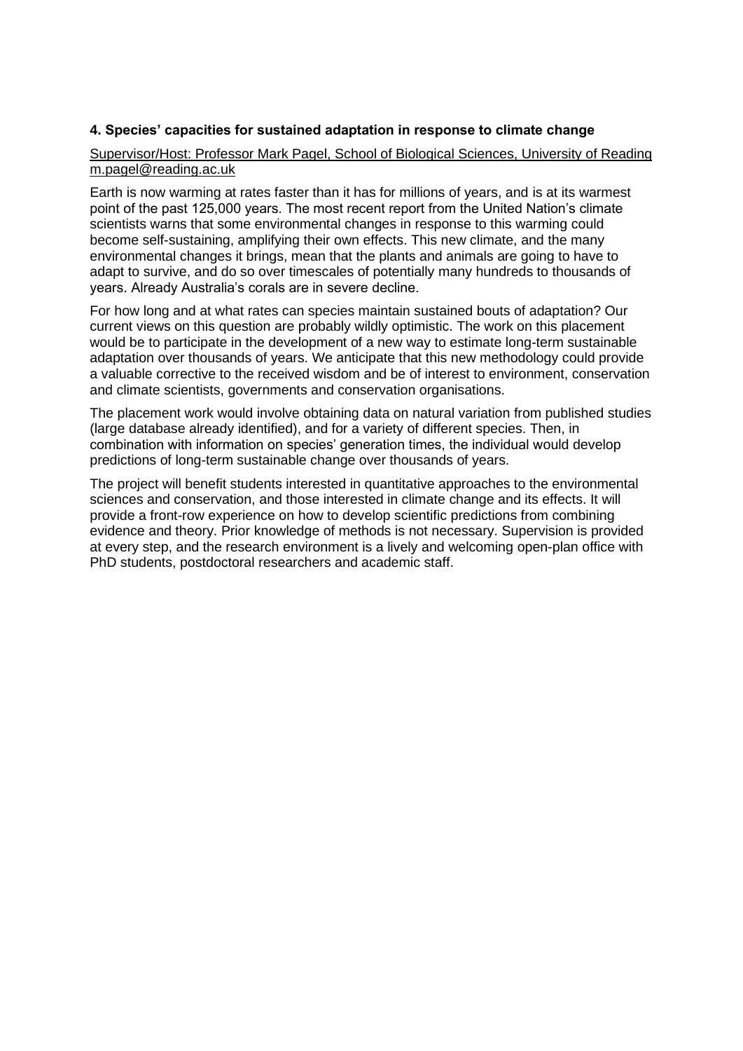**4. Species' capacities for sustained adaptation in response to climate change**

Supervisor/Host: Professor Mark Pagel, School of Biological Sciences, University of Reading m.pagel@reading.ac.uk

Earth is now warming at rates faster than it has for millions of years, and is at its warmest point of the past 125,000 years. The most recent report from the United Nation's climate scientists warns that some environmental changes in response to this warming could become self-sustaining, amplifying their own effects. This new climate, and the many environmental changes it brings, mean that the plants and animals are going to have to adapt to survive, and do so over timescales of potentially many hundreds to thousands of years. Already Australia's corals are in severe decline.

For how long and at what rates can species maintain sustained bouts of adaptation? Our current views on this question are probably wildly optimistic. The work on this placement would be to participate in the development of a new way to estimate long-term sustainable adaptation over thousands of years. We anticipate that this new methodology could provide a valuable corrective to the received wisdom and be of interest to environment, conservation and climate scientists, governments and conservation organisations.

The placement work would involve obtaining data on natural variation from published studies (large database already identified), and for a variety of different species. Then, in combination with information on species' generation times, the individual would develop predictions of long-term sustainable change over thousands of years.

The project will benefit students interested in quantitative approaches to the environmental sciences and conservation, and those interested in climate change and its effects. It will provide a front-row experience on how to develop scientific predictions from combining evidence and theory. Prior knowledge of methods is not necessary. Supervision is provided at every step, and the research environment is a lively and welcoming open-plan office with PhD students, postdoctoral researchers and academic staff.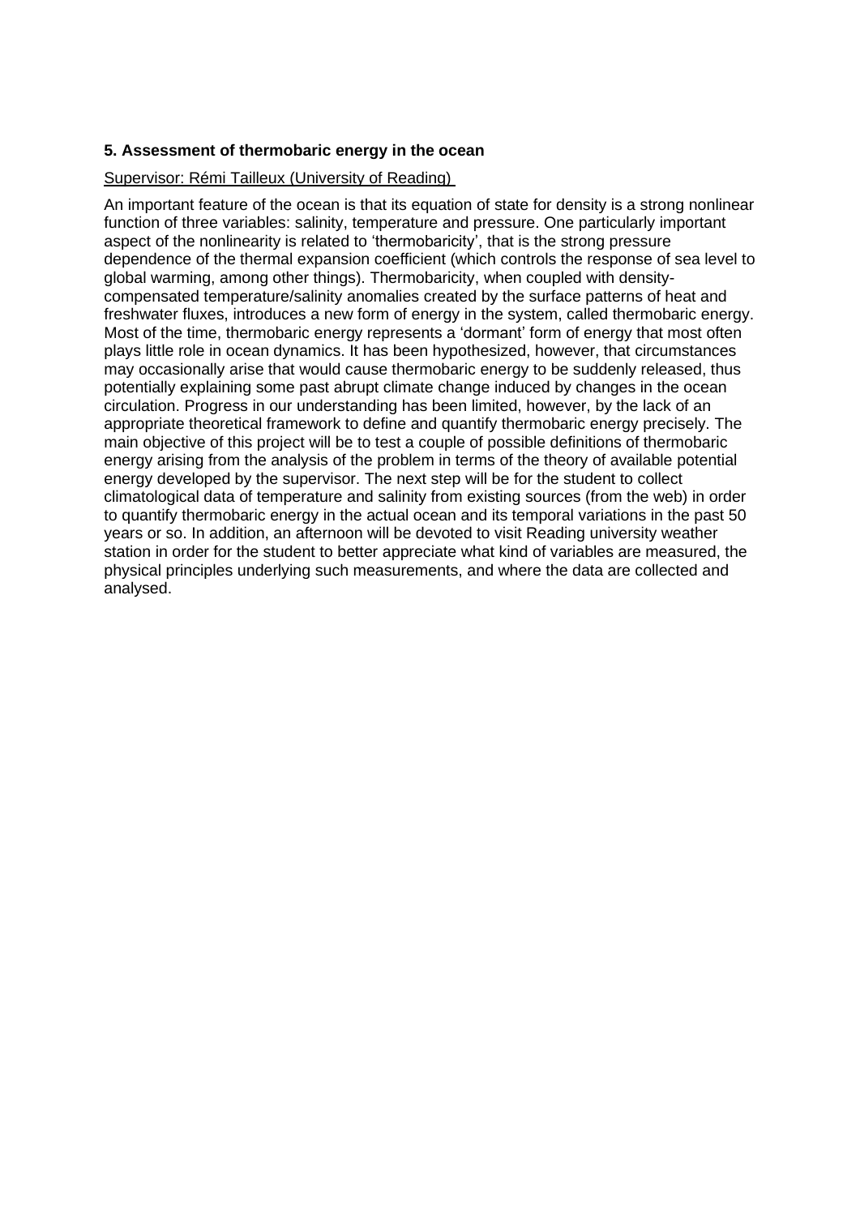**5. Assessment of thermobaric energy in the ocean**

Supervisor: Rémi Tailleux (University of Reading)

An important feature of the ocean is that its equation of state for density is a strong nonlinear function of three variables: salinity, temperature and pressure. One particularly important aspect of the nonlinearity is related to 'thermobaricity', that is the strong pressure dependence of the thermal expansion coefficient (which controls the response of sea level to global warming, among other things). Thermobaricity, when coupled with density-compensated temperature/salinity anomalies created by the surface patterns of heat and freshwater fluxes, introduces a new form of energy in the system, called thermobaric energy. Most of the time, thermobaric energy represents a 'dormant' form of energy that most often plays little role in ocean dynamics. It has been hypothesized, however, that circumstances may occasionally arise that would cause thermobaric energy to be suddenly released, thus potentially explaining some past abrupt climate change induced by changes in the ocean circulation. Progress in our understanding has been limited, however, by the lack of an appropriate theoretical framework to define and quantify thermobaric energy precisely. The main objective of this project will be to test a couple of possible definitions of thermobaric energy arising from the analysis of the problem in terms of the theory of available potential energy developed by the supervisor. The next step will be for the student to collect climatological data of temperature and salinity from existing sources (from the web) in order to quantify thermobaric energy in the actual ocean and its temporal variations in the past 50 years or so. In addition, an afternoon will be devoted to visit Reading university weather station in order for the student to better appreciate what kind of variables are measured, the physical principles underlying such measurements, and where the data are collected and analysed.